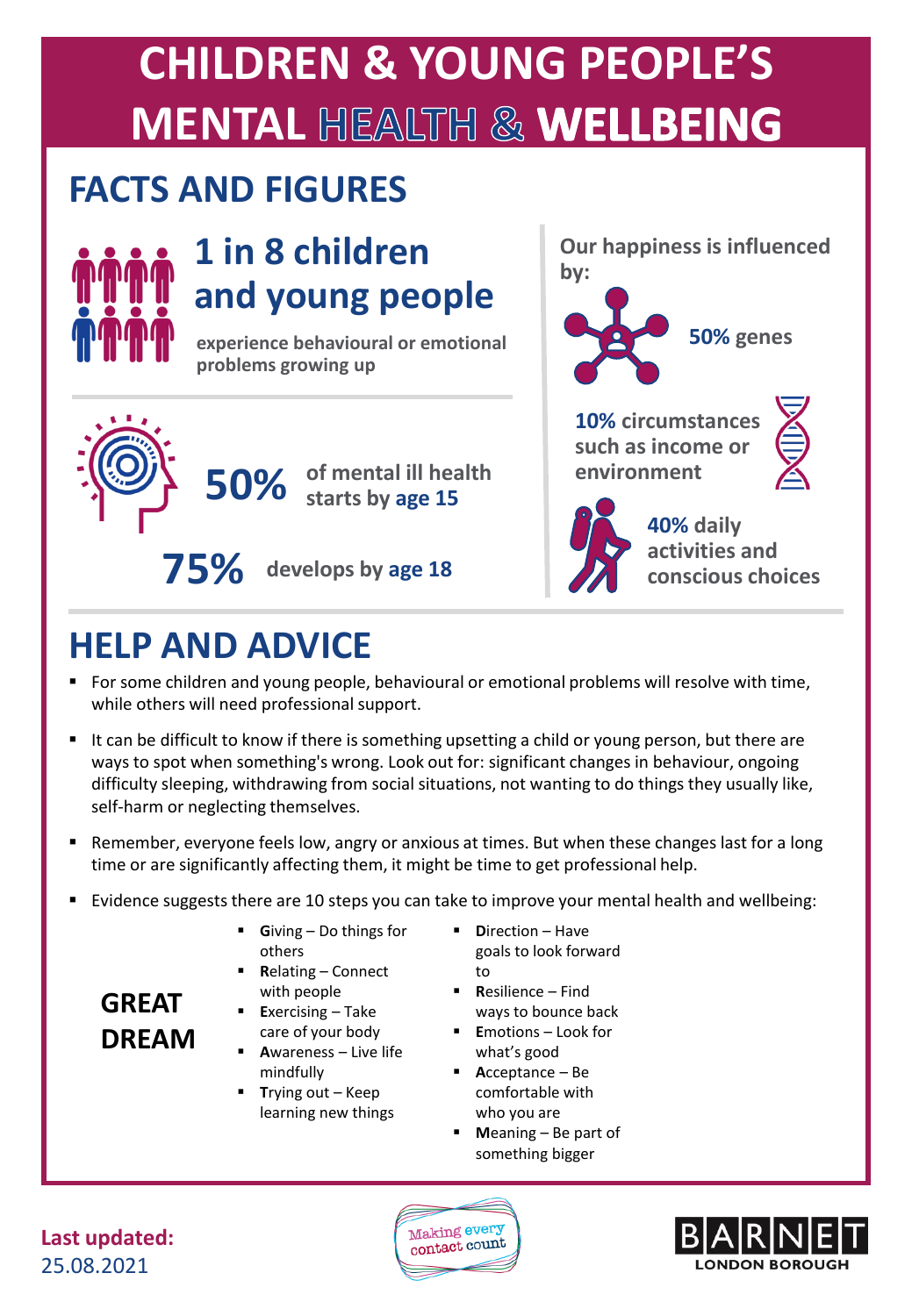# CHILDREN & YOUNG PEOPLE'S MENTAL HEALTH & WELLBEING

## FACTS AND FIGURES

**1 in 8 children and young people**

**experience behavioural or emotional problems growing up**

**50%** of mental ill health starts by **age 15**

**75%** develops by **age 18**

**Our happiness is influenced by:**

**50%** genes

**10%** circumstances such as income or environment

**40%** daily activities and conscious choices

## HELP AND ADVICE

- For some children and young people, behavioural or emotional problems will resolve with time, while others will need professional support.
- It can be difficult to know if there is something upsetting a child or young person, but there are ways to spot when something's wrong. Look out for: significant changes in behaviour, ongoing difficulty sleeping, withdrawing from social situations, not wanting to do things they usually like, self-harm or neglecting themselves.
- Remember, everyone feels low, angry or anxious at times. But when these changes last for a long time or are significantly affecting them, it might be time to get professional help.
- Evidence suggests there are 10 steps you can take to improve your mental health and wellbeing:

**GREAT DREAM**

- **G**iving – Do things for others
- **R**elating – Connect with people
- **E**xercising – Take care of your body
- **A**wareness – Live life mindfully
- **T**rying out – Keep learning new things
- **D**irection – Have goals to look forward to
- **R**esilience – Find ways to bounce back
- **E**motions – Look for what's good
- **A**cceptance – Be comfortable with who you are
- **M**eaning – Be part of something bigger

**Last updated:** 25.08.2021

Making every contact count

BARNET LONDON BOROUGH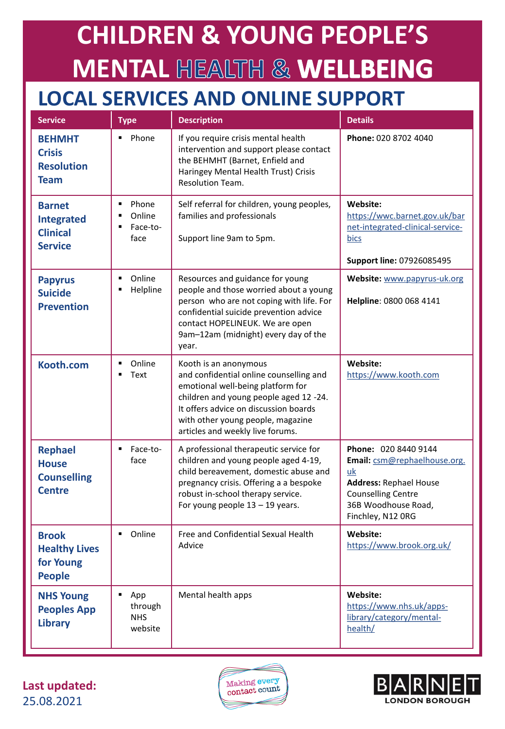# CHILDREN & YOUNG PEOPLE'S MENTAL HEALTH & WELLBEING

## LOCAL SERVICES AND ONLINE SUPPORT

| Service | Type | Description | Details |
|---|---|---|---|
| **BEHMHT Crisis Resolution Team** | ▪ Phone | If you require crisis mental health intervention and support please contact the BEHMHT (Barnet, Enfield and Haringey Mental Health Trust) Crisis Resolution Team. | **Phone:** 020 8702 4040 |
| **Barnet Integrated Clinical Service** | ▪ Phone<br>▪ Online<br>▪ Face-to-face | Self referral for children, young peoples, families and professionals<br><br>Support line 9am to 5pm. | **Website:** https://wwc.barnet.gov.uk/barnet-integrated-clinical-service-bics<br><br>**Support line:** 07926085495 |
| **Papyrus Suicide Prevention** | ▪ Online<br>▪ Helpline | Resources and guidance for young people and those worried about a young person who are not coping with life. For confidential suicide prevention advice contact HOPELINEUK. We are open 9am–12am (midnight) every day of the year. | **Website:** www.papyrus-uk.org<br><br>**Helpline**: 0800 068 4141 |
| **Kooth.com** | ▪ Online<br>▪ Text | Kooth is an anonymous and confidential online counselling and emotional well-being platform for children and young people aged 12 -24. It offers advice on discussion boards with other young people, magazine articles and weekly live forums. | **Website:** https://www.kooth.com |
| **Rephael House Counselling Centre** | ▪ Face-to-face | A professional therapeutic service for children and young people aged 4-19, child bereavement, domestic abuse and pregnancy crisis. Offering a a bespoke robust in-school therapy service.<br>For young people 13 – 19 years. | **Phone:** 020 8440 9144<br>**Email:** csm@rephaelhouse.org.uk<br>**Address:** Rephael House Counselling Centre 36B Woodhouse Road, Finchley, N12 0RG |
| **Brook Healthy Lives for Young People** | ▪ Online | Free and Confidential Sexual Health Advice | **Website:** https://www.brook.org.uk/ |
| **NHS Young Peoples App Library** | ▪ App through NHS website | Mental health apps | **Website:** https://www.nhs.uk/apps-library/category/mental-health/ |

**Last updated:** 25.08.2021

Making every contact count

BARNET LONDON BOROUGH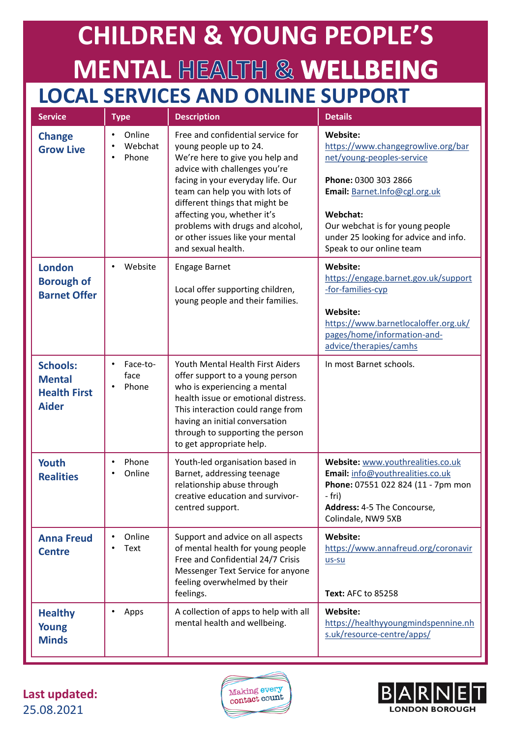# CHILDREN & YOUNG PEOPLE'S MENTAL HEALTH & WELLBEING

## LOCAL SERVICES AND ONLINE SUPPORT

| Service | Type | Description | Details |
|---|---|---|---|
| **Change Grow Live** | • Online<br>• Webchat<br>• Phone | Free and confidential service for young people up to 24.<br>We're here to give you help and advice with challenges you're facing in your everyday life. Our team can help you with lots of different things that might be affecting you, whether it's problems with drugs and alcohol, or other issues like your mental and sexual health. | **Website:** https://www.changegrowlive.org/barnet/young-peoples-service<br><br>**Phone:** 0300 303 2866<br>**Email:** Barnet.Info@cgl.org.uk<br><br>**Webchat:**<br>Our webchat is for young people under 25 looking for advice and info. Speak to our online team |
| **London Borough of Barnet Offer** | • Website | Engage Barnet<br><br>Local offer supporting children, young people and their families. | **Website:** https://engage.barnet.gov.uk/support-for-families-cyp<br><br>**Website:** https://www.barnetlocaloffer.org.uk/pages/home/information-and-advice/therapies/camhs |
| **Schools: Mental Health First Aider** | • Face-to-face<br>• Phone | Youth Mental Health First Aiders offer support to a young person who is experiencing a mental health issue or emotional distress. This interaction could range from having an initial conversation through to supporting the person to get appropriate help. | In most Barnet schools. |
| **Youth Realities** | • Phone<br>• Online | Youth-led organisation based in Barnet, addressing teenage relationship abuse through creative education and survivor-centred support. | **Website:** www.youthrealities.co.uk<br>**Email:** info@youthrealities.co.uk<br>**Phone:** 07551 022 824 (11 - 7pm mon - fri)<br>**Address:** 4-5 The Concourse, Colindale, NW9 5XB |
| **Anna Freud Centre** | • Online<br>• Text | Support and advice on all aspects of mental health for young people<br>Free and Confidential 24/7 Crisis Messenger Text Service for anyone feeling overwhelmed by their feelings. | **Website:** https://www.annafreud.org/coronavirus-su<br><br>**Text:** AFC to 85258 |
| **Healthy Young Minds** | • Apps | A collection of apps to help with all mental health and wellbeing. | **Website:** https://healthyyoungmindspennine.nhs.uk/resource-centre/apps/ |

**Last updated:** 25.08.2021

Making every contact count

BARNET LONDON BOROUGH